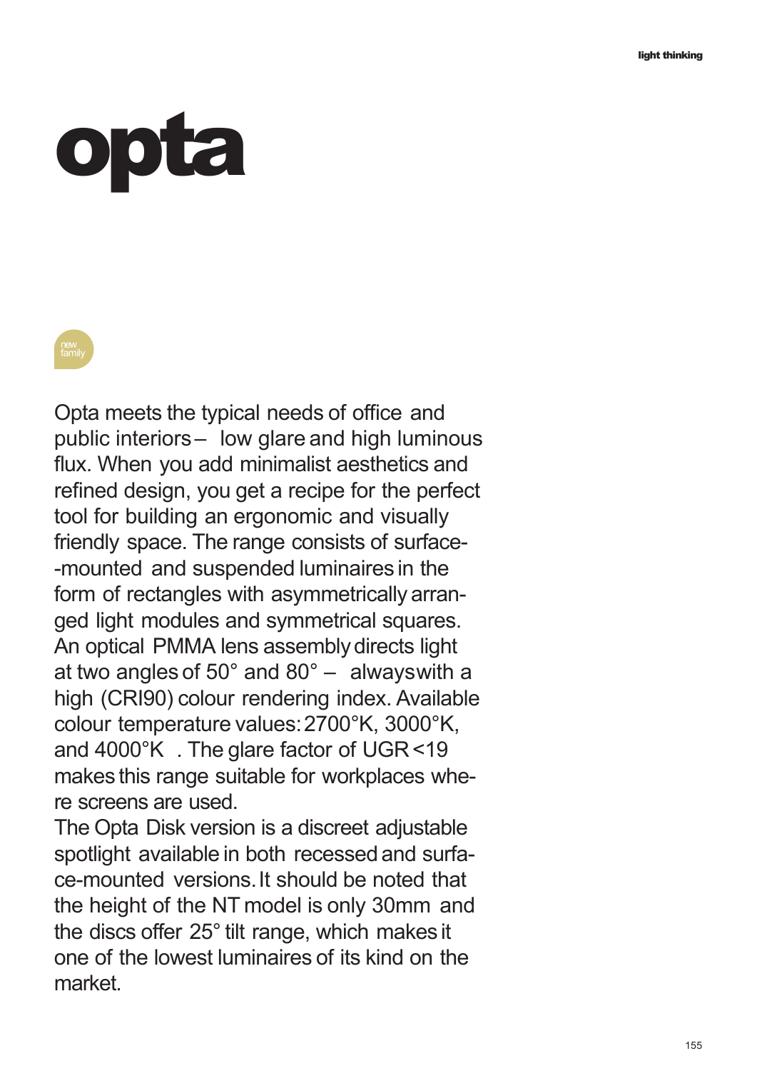# opta

new family

Opta meets the typical needs of office and public interiors – low glare and high luminous flux. When you add minimalist aesthetics and refined design, you get a recipe for the perfect tool for building an ergonomic and visually friendly space. The range consists of surface-mounted and suspended luminaires in the form of rectangles with asymmetrically arranged light modules and symmetrical squares. An optical PMMA lens assembly directs light at two angles of 50° and 80° – always with a high (CRI90) colour rendering index. Available colour temperature values: 2700°K, 3000°K, and 4000°K . The glare factor of UGR <19 makes this range suitable for workplaces where screens are used.
The Opta Disk version is a discreet adjustable spotlight available in both recessed and surface-mounted versions. It should be noted that the height of the NT model is only 30mm and the discs offer 25° tilt range, which makes it one of the lowest luminaires of its kind on the market.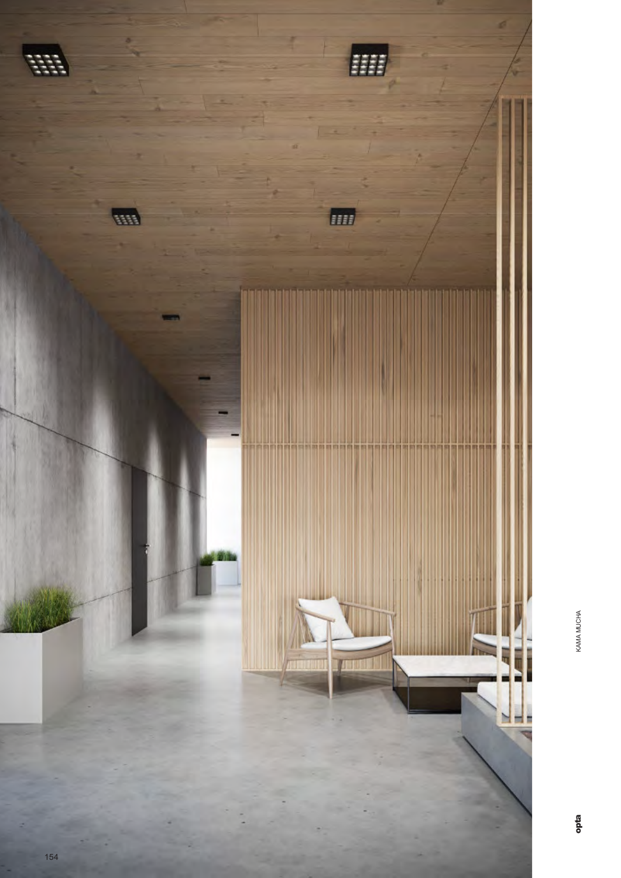KAMA MUCHA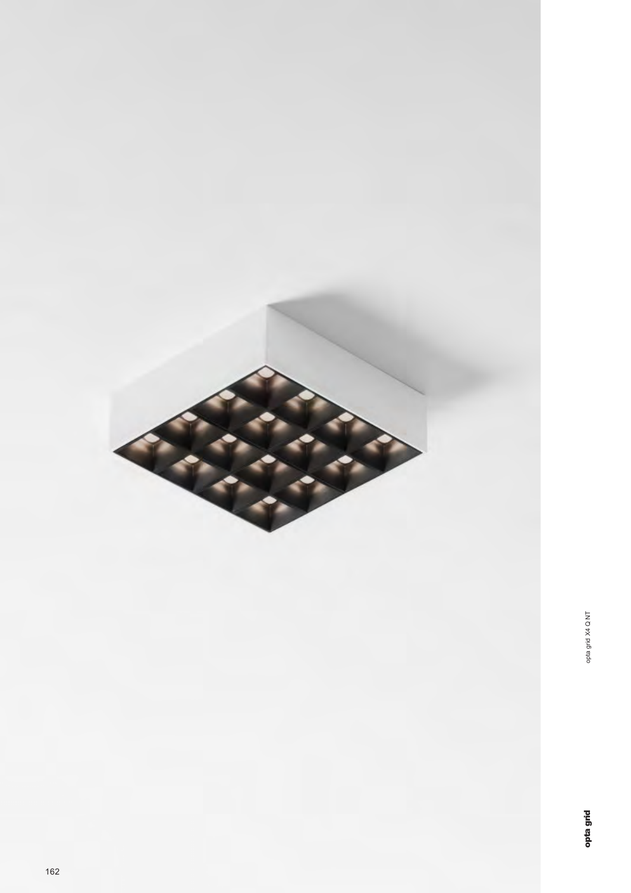opta grid X4 Q NT

opta grid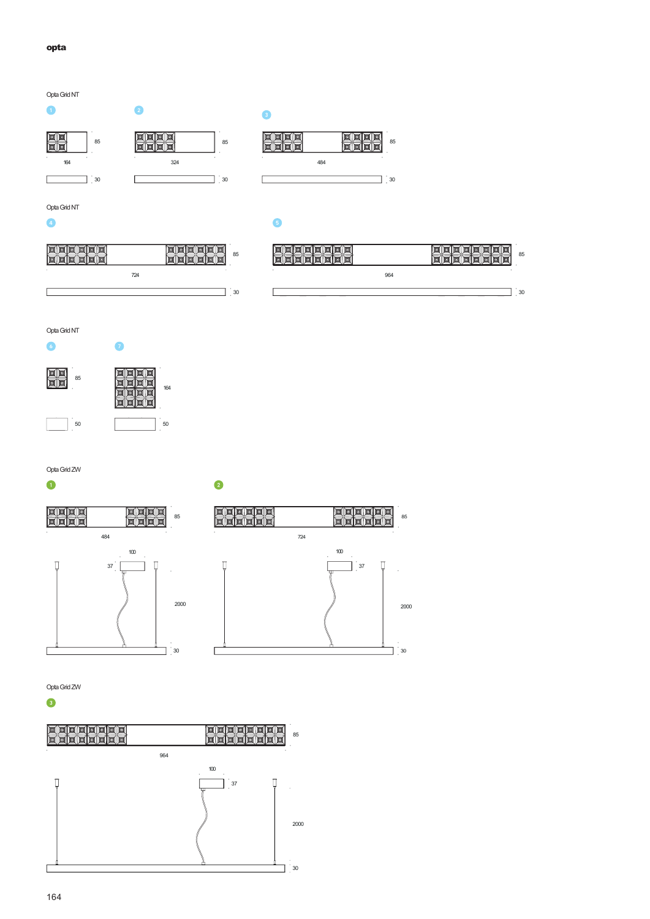**opta**

Opta Grid NT

1

85

164

30

2

85

324

30

3

85

484

30

Opta Grid NT

4

85

724

30

5

85

964

30

Opta Grid NT

6

85

50

7

164

50

Opta Grid ZW

1

85

484

100

37

2000

30

2

85

724

100

37

2000

30

Opta Grid ZW

3

85

964

100

37

2000

30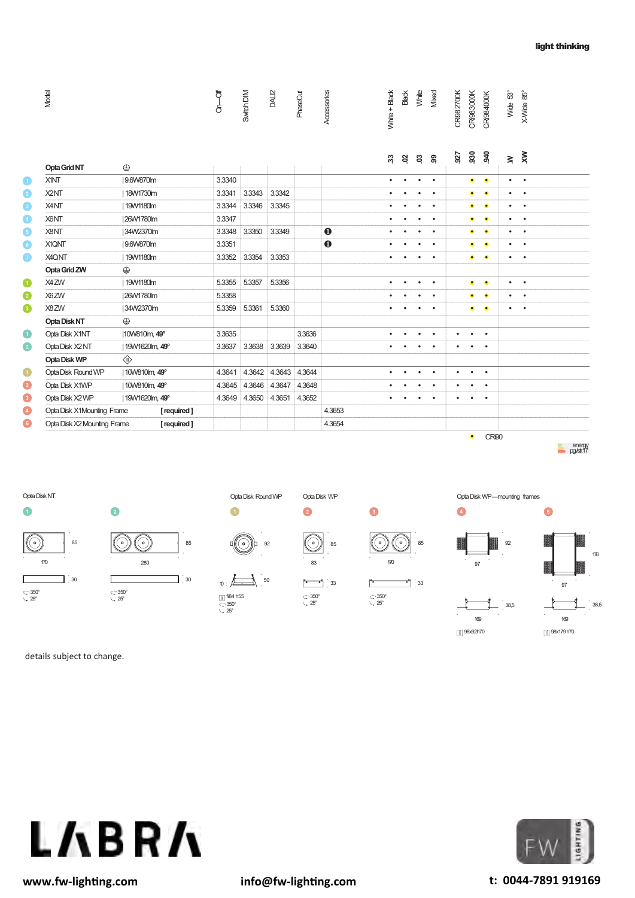**light thinking**

| | Model | | On–Off | Switch DIM | DALI2 | PhaseCut | Accessories | White + Black | Black | White | Mixed | CRI98 2700K | CRI98 3000K | CRI98 4000K | Wide 53° | X-Wide 85° |
|---|---|---|---|---|---|---|---|---|---|---|---|---|---|---|---|---|
| | | | | | | | | .33 | .02 | .03 | .99 | .927 | .930 | .940 | .W | .XW |
| | **Opta Grid NT** | | | | | | | | | | | | | | | |
| 1 | X1NT | 9.6W 870lm | 3.3340 | | | | | • | • | • | • | | • | • | • | • |
| 2 | X2NT | 18W 1730lm | 3.3341 | 3.3343 | 3.3342 | | | • | • | • | • | | • | • | • | • |
| 3 | X4NT | 19W 1180lm | 3.3344 | 3.3346 | 3.3345 | | | • | • | • | • | | • | • | • | • |
| 4 | X6NT | 26W 1780lm | 3.3347 | | | | | • | • | • | • | | • | • | • | • |
| 5 | X8NT | 34W 2370lm | 3.3348 | 3.3350 | 3.3349 | | 1 | • | • | • | • | | • | • | • | • |
| 6 | X1QNT | 9.6W 870lm | 3.3351 | | | | 1 | • | • | • | • | | • | • | • | • |
| 7 | X4QNT | 19W 1180lm | 3.3352 | 3.3354 | 3.3353 | | | • | • | • | • | | • | • | • | • |
| | **Opta Grid ZW** | | | | | | | | | | | | | | | |
| 1 | X4 ZW | 19W 1180lm | 5.3355 | 5.3357 | 5.3356 | | | • | • | • | • | | • | • | • | • |
| 2 | X6 ZW | 26W 1780lm | 5.3358 | | | | | • | • | • | • | | • | • | • | • |
| 3 | X8 ZW | 34W 2370lm | 5.3359 | 5.3361 | 5.3360 | | | • | • | • | • | | • | • | • | • |
| | **Opta Disk NT** | | | | | | | | | | | | | | | |
| 1 | Opta Disk X1NT | 10W 810lm, **49°** | 3.3635 | | | 3.3636 | | • | • | • | • | • | • | • | | |
| 2 | Opta Disk X2 NT | 19W 1620lm, **49°** | 3.3637 | 3.3638 | 3.3639 | 3.3640 | | • | • | • | • | • | • | • | | |
| | **Opta Disk WP** | | | | | | | | | | | | | | | |
| 1 | Opta Disk Round WP | 10W 810lm, **49°** | 4.3641 | 4.3642 | 4.3643 | 4.3644 | | • | • | • | • | • | • | • | | |
| 2 | Opta Disk X1WP | 10W 810lm, **49°** | 4.3645 | 4.3646 | 4.3647 | 4.3648 | | • | • | • | • | • | • | • | | |
| 3 | Opta Disk X2 WP | 19W 1620lm, **49°** | 4.3649 | 4.3650 | 4.3651 | 4.3652 | | • | • | • | • | • | • | • | | |
| 4 | Opta Disk X1 Mounting Frame | **[ required ]** | | | | | 4.3653 | | | | | | | | | |
| 5 | Opta Disk X2 Mounting Frame | **[ required ]** | | | | | 4.3654 | | | | | | | | | |

• CRI90

energy pg./st.17

Opta Disk NT

1: 85, 170, 30, 350°, 25°

2: 85, 280, 30, 350°, 25°

Opta Disk Round WP

1: 92, 10, 50, fi84 h55, 350°, 25°

Opta Disk WP

2: 85, 83, 33, 350°, 25°

3: 85, 170, 33, 350°, 25°

Opta Disk WP—mounting frames

4: 92, 97, 38,5, 169, 98x92h70

5: 178, 97, 38,5, 169, 98x179 h70

details subject to change.

LABRA

FW LIGHTING

www.fw-lighting.com

info@fw-lighting.com

t: 0044-7891 919169